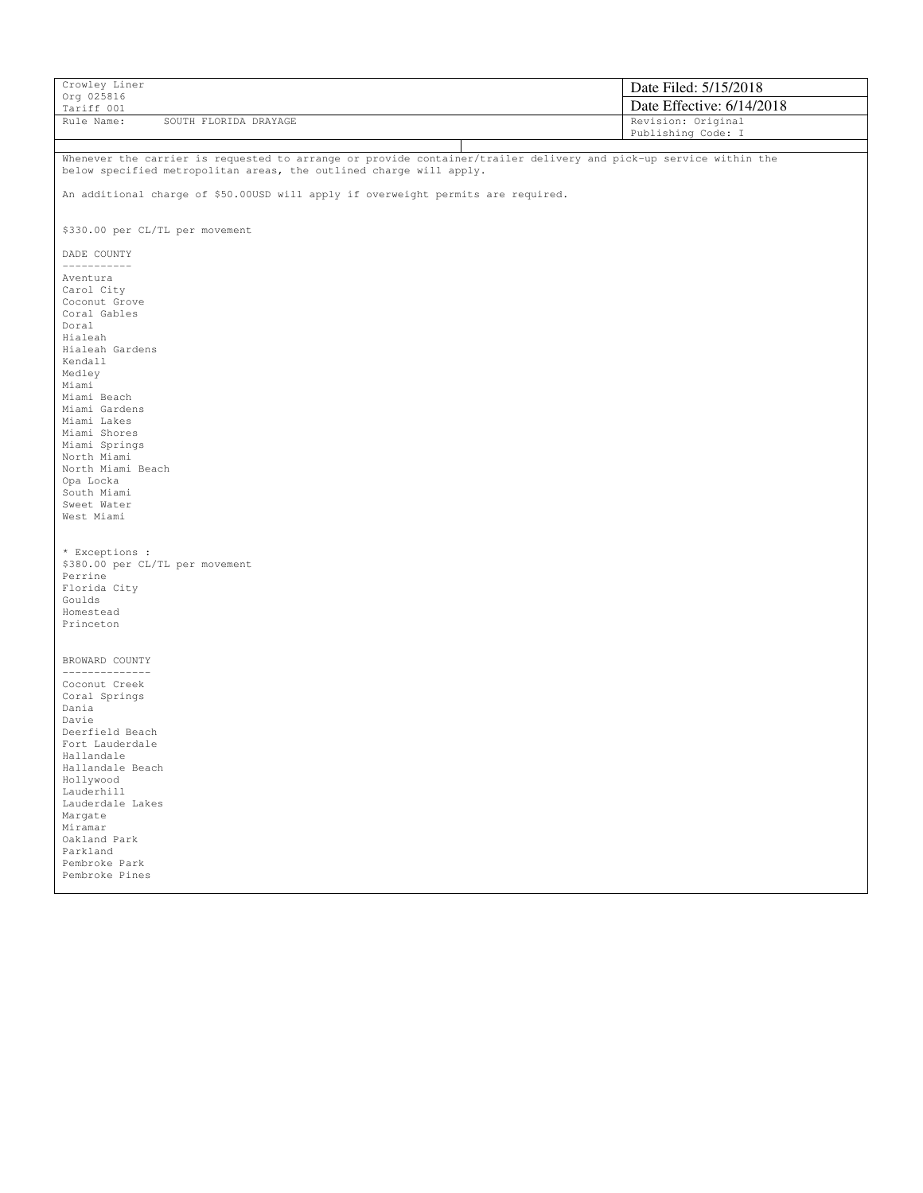| Crowley Liner<br>Org 025816<br>Tariff 001 | Date Filed: 5/15/2018<br>Date Effective: 6/14/2018 |
|---|---|
| Rule Name: SOUTH FLORIDA DRAYAGE | Revision: Original<br>Publishing Code: I |

Whenever the carrier is requested to arrange or provide container/trailer delivery and pick-up service within the below specified metropolitan areas, the outlined charge will apply.

An additional charge of $50.00USD will apply if overweight permits are required.

$330.00 per CL/TL per movement

DADE COUNTY
-----------
Aventura
Carol City
Coconut Grove
Coral Gables
Doral
Hialeah
Hialeah Gardens
Kendall
Medley
Miami
Miami Beach
Miami Gardens
Miami Lakes
Miami Shores
Miami Springs
North Miami
North Miami Beach
Opa Locka
South Miami
Sweet Water
West Miami

* Exceptions :
$380.00 per CL/TL per movement
Perrine
Florida City
Goulds
Homestead
Princeton

BROWARD COUNTY
--------------
Coconut Creek
Coral Springs
Dania
Davie
Deerfield Beach
Fort Lauderdale
Hallandale
Hallandale Beach
Hollywood
Lauderhill
Lauderdale Lakes
Margate
Miramar
Oakland Park
Parkland
Pembroke Park
Pembroke Pines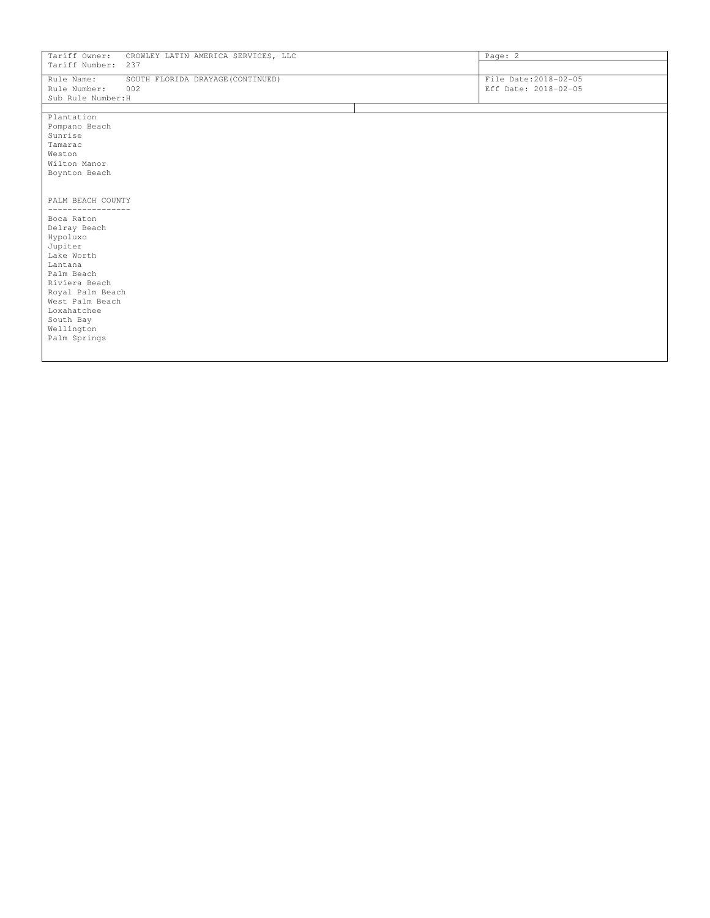| | |
|---|---|
| Tariff Owner: CROWLEY LATIN AMERICA SERVICES, LLC<br>Tariff Number: 237 | |
| Rule Name: SOUTH FLORIDA DRAYAGE(CONTINUED)<br>Rule Number: 002<br>Sub Rule Number:H | File Date:2018-02-05<br>Eff Date: 2018-02-05 |

Plantation
Pompano Beach
Sunrise
Tamarac
Weston
Wilton Manor
Boynton Beach

PALM BEACH COUNTY
-----------------
Boca Raton
Delray Beach
Hypoluxo
Jupiter
Lake Worth
Lantana
Palm Beach
Riviera Beach
Royal Palm Beach
West Palm Beach
Loxahatchee
South Bay
Wellington
Palm Springs